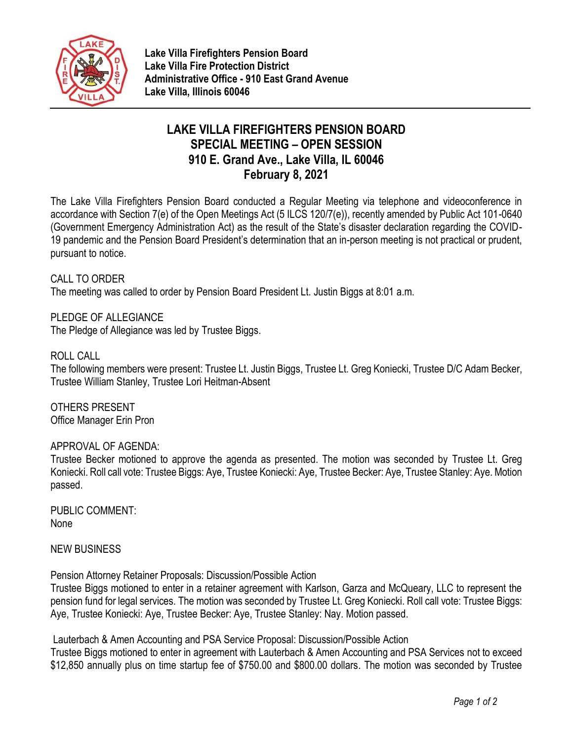**Lake Villa Firefighters Pension Board**
**Lake Villa Fire Protection District**
**Administrative Office - 910 East Grand Avenue**
**Lake Villa, Illinois 60046**

# LAKE VILLA FIREFIGHTERS PENSION BOARD
## SPECIAL MEETING – OPEN SESSION
## 910 E. Grand Ave., Lake Villa, IL 60046
## February 8, 2021

The Lake Villa Firefighters Pension Board conducted a Regular Meeting via telephone and videoconference in accordance with Section 7(e) of the Open Meetings Act (5 ILCS 120/7(e)), recently amended by Public Act 101-0640 (Government Emergency Administration Act) as the result of the State's disaster declaration regarding the COVID-19 pandemic and the Pension Board President's determination that an in-person meeting is not practical or prudent, pursuant to notice.

CALL TO ORDER
The meeting was called to order by Pension Board President Lt. Justin Biggs at 8:01 a.m.

PLEDGE OF ALLEGIANCE
The Pledge of Allegiance was led by Trustee Biggs.

ROLL CALL
The following members were present: Trustee Lt. Justin Biggs, Trustee Lt. Greg Koniecki, Trustee D/C Adam Becker, Trustee William Stanley, Trustee Lori Heitman-Absent

OTHERS PRESENT
Office Manager Erin Pron

APPROVAL OF AGENDA:
Trustee Becker motioned to approve the agenda as presented. The motion was seconded by Trustee Lt. Greg Koniecki. Roll call vote: Trustee Biggs: Aye, Trustee Koniecki: Aye, Trustee Becker: Aye, Trustee Stanley: Aye. Motion passed.

PUBLIC COMMENT:
None

NEW BUSINESS

Pension Attorney Retainer Proposals: Discussion/Possible Action
Trustee Biggs motioned to enter in a retainer agreement with Karlson, Garza and McQueary, LLC to represent the pension fund for legal services. The motion was seconded by Trustee Lt. Greg Koniecki. Roll call vote: Trustee Biggs: Aye, Trustee Koniecki: Aye, Trustee Becker: Aye, Trustee Stanley: Nay. Motion passed.

Lauterbach & Amen Accounting and PSA Service Proposal: Discussion/Possible Action
Trustee Biggs motioned to enter in agreement with Lauterbach & Amen Accounting and PSA Services not to exceed $12,850 annually plus on time startup fee of $750.00 and $800.00 dollars. The motion was seconded by Trustee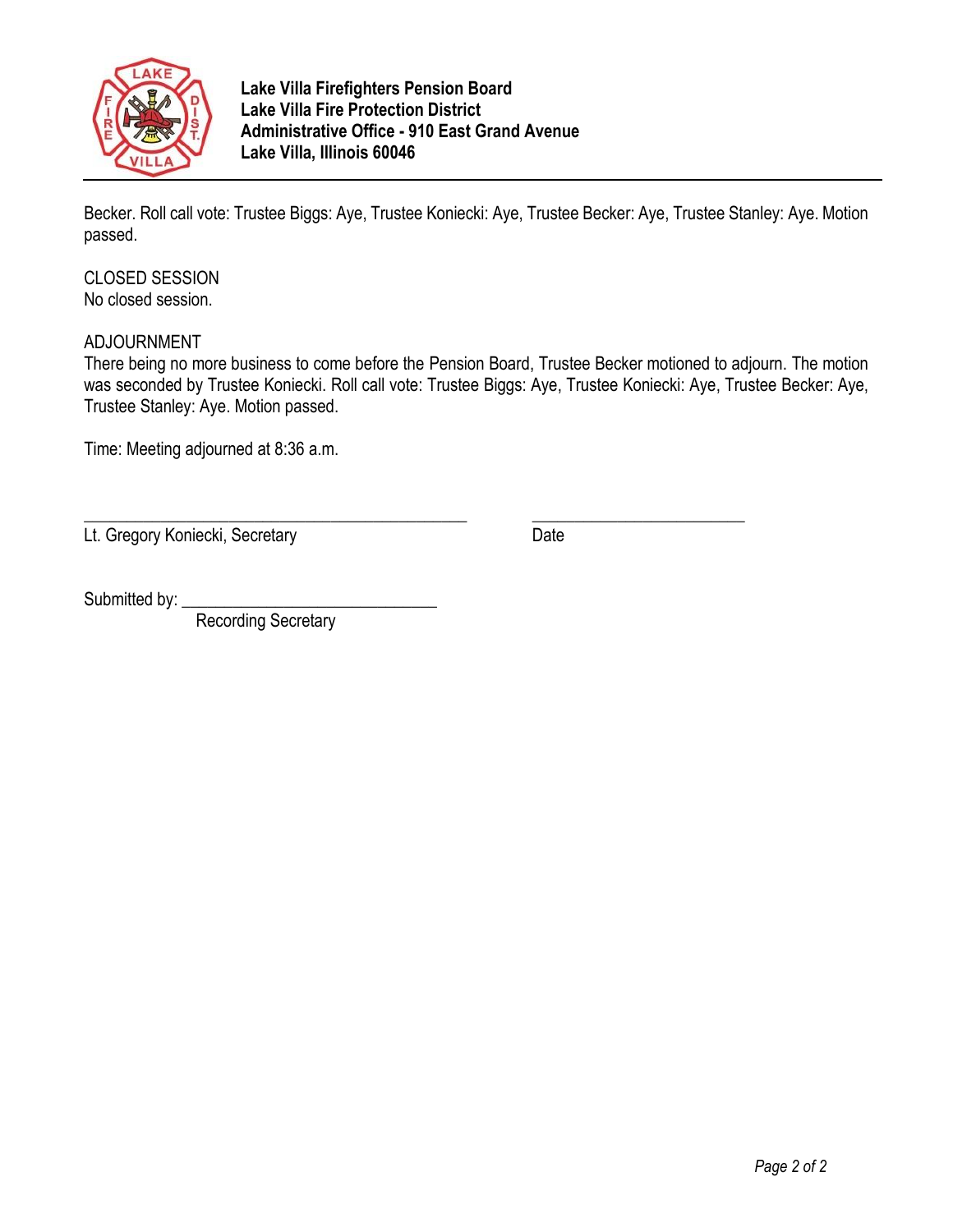Becker. Roll call vote: Trustee Biggs: Aye, Trustee Koniecki: Aye, Trustee Becker: Aye, Trustee Stanley: Aye. Motion passed.

CLOSED SESSION
No closed session.

ADJOURNMENT
There being no more business to come before the Pension Board, Trustee Becker motioned to adjourn. The motion was seconded by Trustee Koniecki. Roll call vote: Trustee Biggs: Aye, Trustee Koniecki: Aye, Trustee Becker: Aye, Trustee Stanley: Aye. Motion passed.

Time: Meeting adjourned at 8:36 a.m.

_____________________________________________ ________________________
Lt. Gregory Koniecki, Secretary Date

Submitted by: _____________________________
Recording Secretary